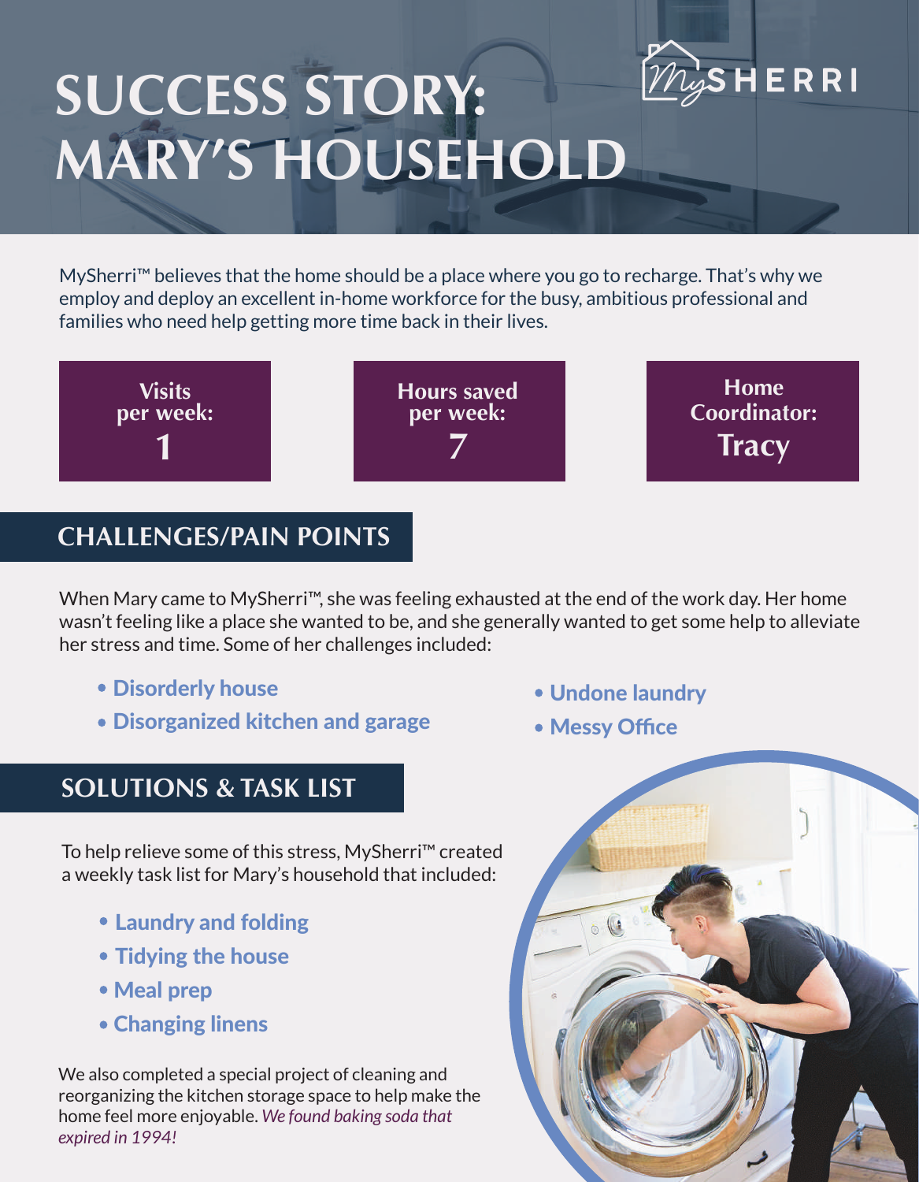# SUCCESS STORY: MARY'S HOUSEHOLD

MySHERRI

MySherri™ believes that the home should be a place where you go to recharge. That's why we employ and deploy an excellent in-home workforce for the busy, ambitious professional and families who need help getting more time back in their lives.

**Visits per week:** 1

**Hours saved per week:** 7

**Home Coordinator:** Tracy

## CHALLENGES/PAIN POINTS

When Mary came to MySherri™, she was feeling exhausted at the end of the work day. Her home wasn't feeling like a place she wanted to be, and she generally wanted to get some help to alleviate her stress and time. Some of her challenges included:

- **Disorderly house**
- **Disorganized kitchen and garage**
- **Undone laundry**
- **Messy Office**

## SOLUTIONS & TASK LIST

To help relieve some of this stress, MySherri™ created a weekly task list for Mary's household that included:

- **Laundry and folding**
- **Tidying the house**
- **Meal prep**
- **Changing linens**

We also completed a special project of cleaning and reorganizing the kitchen storage space to help make the home feel more enjoyable. *We found baking soda that expired in 1994!*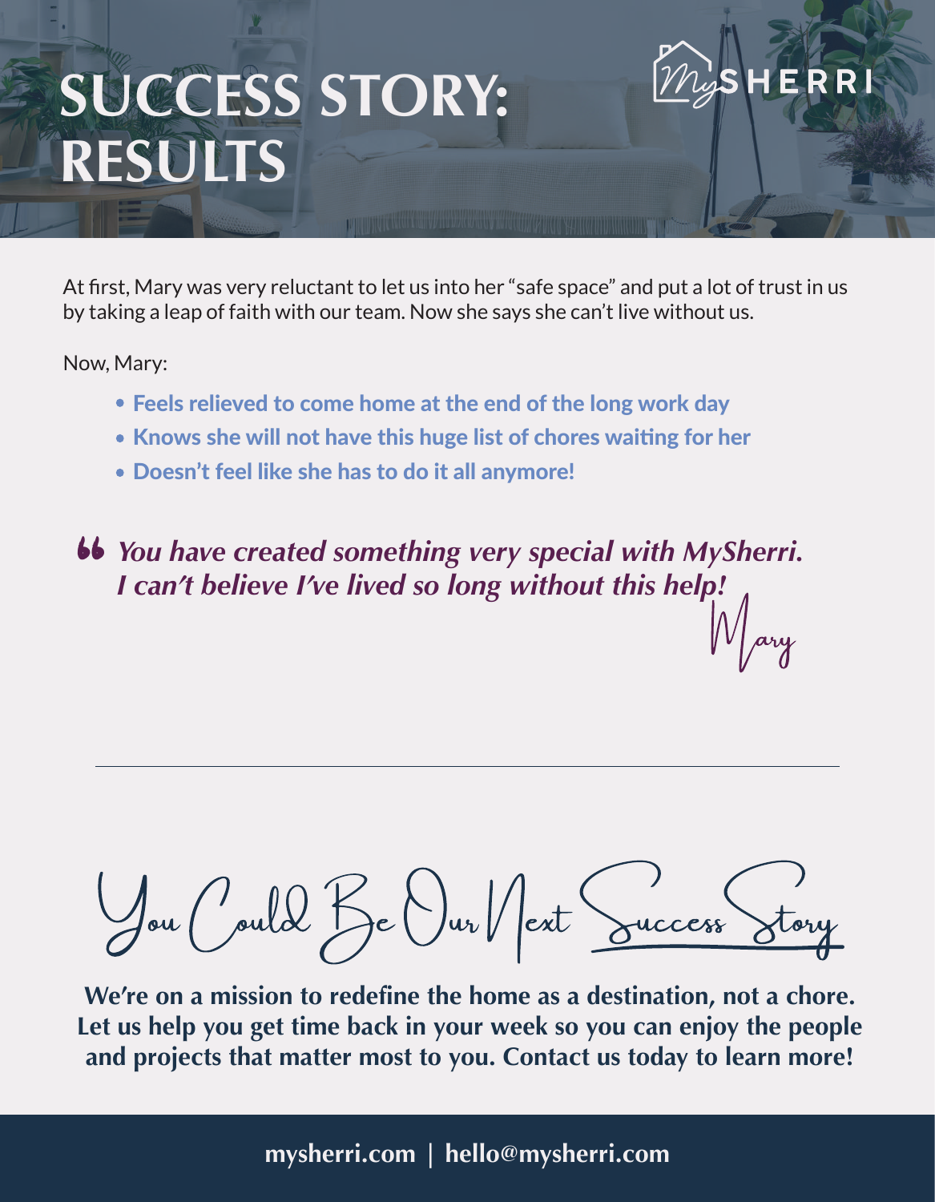# SUCCESS STORY: RESULTS

MySHERRI

At first, Mary was very reluctant to let us into her "safe space" and put a lot of trust in us by taking a leap of faith with our team. Now she says she can't live without us.

Now, Mary:

- **Feels relieved to come home at the end of the long work day**
- **Knows she will not have this huge list of chores waiting for her**
- **Doesn't feel like she has to do it all anymore!**

> ***"You have created something very special with MySherri. I can't believe I've lived so long without this help!***
>
> Mary

---

## You Could Be Our Next Success Story

**We're on a mission to redefine the home as a destination, not a chore. Let us help you get time back in your week so you can enjoy the people and projects that matter most to you. Contact us today to learn more!**

**mysherri.com | hello@mysherri.com**